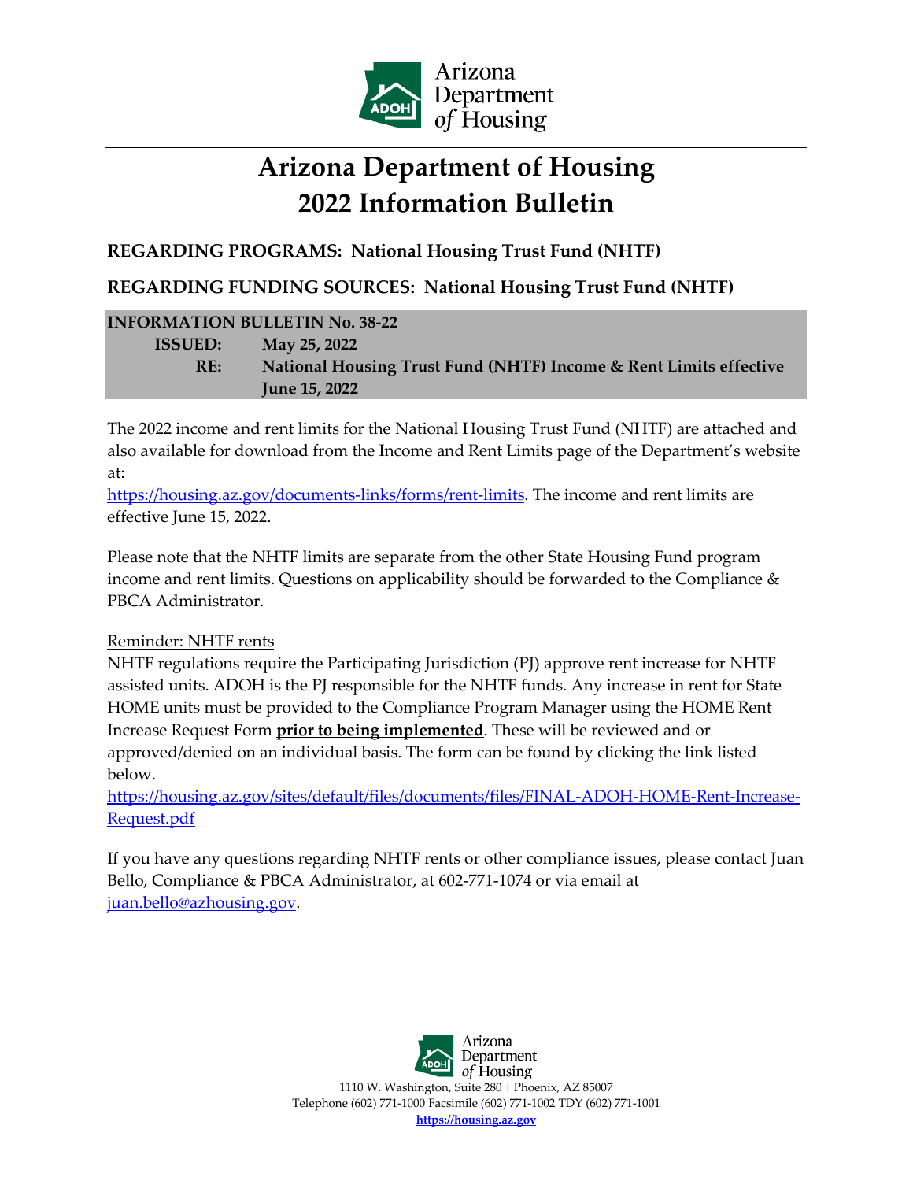# Arizona Department of Housing 2022 Information Bulletin

**REGARDING PROGRAMS: National Housing Trust Fund (NHTF)**

**REGARDING FUNDING SOURCES: National Housing Trust Fund (NHTF)**

**INFORMATION BULLETIN No. 38-22**

**ISSUED:** **May 25, 2022**

**RE:** **National Housing Trust Fund (NHTF) Income & Rent Limits effective June 15, 2022**

The 2022 income and rent limits for the National Housing Trust Fund (NHTF) are attached and also available for download from the Income and Rent Limits page of the Department's website at:
https://housing.az.gov/documents-links/forms/rent-limits. The income and rent limits are effective June 15, 2022.

Please note that the NHTF limits are separate from the other State Housing Fund program income and rent limits. Questions on applicability should be forwarded to the Compliance & PBCA Administrator.

Reminder: NHTF rents

NHTF regulations require the Participating Jurisdiction (PJ) approve rent increase for NHTF assisted units. ADOH is the PJ responsible for the NHTF funds. Any increase in rent for State HOME units must be provided to the Compliance Program Manager using the HOME Rent Increase Request Form **prior to being implemented**. These will be reviewed and or approved/denied on an individual basis. The form can be found by clicking the link listed below.
https://housing.az.gov/sites/default/files/documents/files/FINAL-ADOH-HOME-Rent-Increase-Request.pdf

If you have any questions regarding NHTF rents or other compliance issues, please contact Juan Bello, Compliance & PBCA Administrator, at 602-771-1074 or via email at juan.bello@azhousing.gov.

1110 W. Washington, Suite 280 | Phoenix, AZ 85007
Telephone (602) 771-1000 Facsimile (602) 771-1002 TDY (602) 771-1001
**https://housing.az.gov**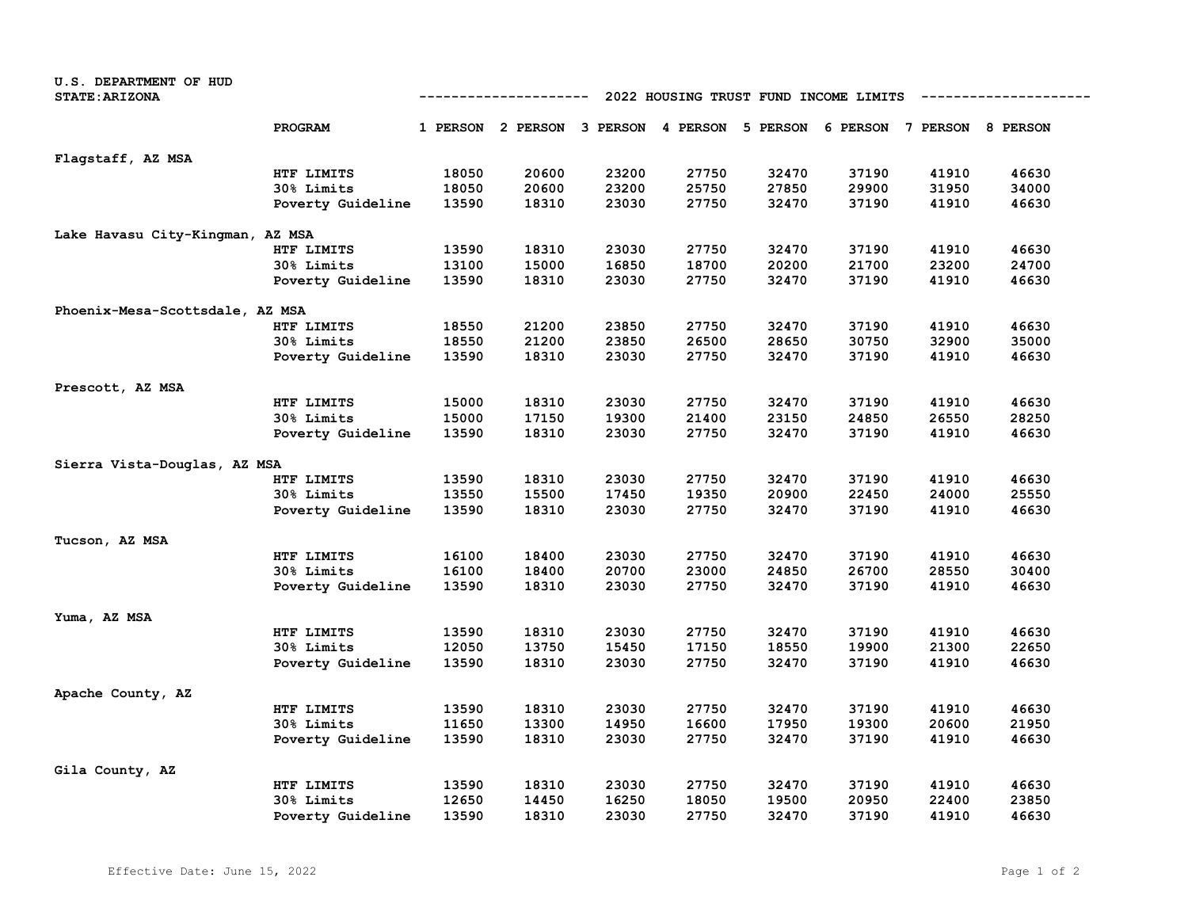U.S. DEPARTMENT OF HUD
STATE:ARIZONA

## 2022 HOUSING TRUST FUND INCOME LIMITS

| | PROGRAM | 1 PERSON | 2 PERSON | 3 PERSON | 4 PERSON | 5 PERSON | 6 PERSON | 7 PERSON | 8 PERSON |
|---|---|---|---|---|---|---|---|---|---|
| Flagstaff, AZ MSA | | | | | | | | | |
| | HTF LIMITS | 18050 | 20600 | 23200 | 27750 | 32470 | 37190 | 41910 | 46630 |
| | 30% Limits | 18050 | 20600 | 23200 | 25750 | 27850 | 29900 | 31950 | 34000 |
| | Poverty Guideline | 13590 | 18310 | 23030 | 27750 | 32470 | 37190 | 41910 | 46630 |
| Lake Havasu City-Kingman, AZ MSA | | | | | | | | | |
| | HTF LIMITS | 13590 | 18310 | 23030 | 27750 | 32470 | 37190 | 41910 | 46630 |
| | 30% Limits | 13100 | 15000 | 16850 | 18700 | 20200 | 21700 | 23200 | 24700 |
| | Poverty Guideline | 13590 | 18310 | 23030 | 27750 | 32470 | 37190 | 41910 | 46630 |
| Phoenix-Mesa-Scottsdale, AZ MSA | | | | | | | | | |
| | HTF LIMITS | 18550 | 21200 | 23850 | 27750 | 32470 | 37190 | 41910 | 46630 |
| | 30% Limits | 18550 | 21200 | 23850 | 26500 | 28650 | 30750 | 32900 | 35000 |
| | Poverty Guideline | 13590 | 18310 | 23030 | 27750 | 32470 | 37190 | 41910 | 46630 |
| Prescott, AZ MSA | | | | | | | | | |
| | HTF LIMITS | 15000 | 18310 | 23030 | 27750 | 32470 | 37190 | 41910 | 46630 |
| | 30% Limits | 15000 | 17150 | 19300 | 21400 | 23150 | 24850 | 26550 | 28250 |
| | Poverty Guideline | 13590 | 18310 | 23030 | 27750 | 32470 | 37190 | 41910 | 46630 |
| Sierra Vista-Douglas, AZ MSA | | | | | | | | | |
| | HTF LIMITS | 13590 | 18310 | 23030 | 27750 | 32470 | 37190 | 41910 | 46630 |
| | 30% Limits | 13550 | 15500 | 17450 | 19350 | 20900 | 22450 | 24000 | 25550 |
| | Poverty Guideline | 13590 | 18310 | 23030 | 27750 | 32470 | 37190 | 41910 | 46630 |
| Tucson, AZ MSA | | | | | | | | | |
| | HTF LIMITS | 16100 | 18400 | 23030 | 27750 | 32470 | 37190 | 41910 | 46630 |
| | 30% Limits | 16100 | 18400 | 20700 | 23000 | 24850 | 26700 | 28550 | 30400 |
| | Poverty Guideline | 13590 | 18310 | 23030 | 27750 | 32470 | 37190 | 41910 | 46630 |
| Yuma, AZ MSA | | | | | | | | | |
| | HTF LIMITS | 13590 | 18310 | 23030 | 27750 | 32470 | 37190 | 41910 | 46630 |
| | 30% Limits | 12050 | 13750 | 15450 | 17150 | 18550 | 19900 | 21300 | 22650 |
| | Poverty Guideline | 13590 | 18310 | 23030 | 27750 | 32470 | 37190 | 41910 | 46630 |
| Apache County, AZ | | | | | | | | | |
| | HTF LIMITS | 13590 | 18310 | 23030 | 27750 | 32470 | 37190 | 41910 | 46630 |
| | 30% Limits | 11650 | 13300 | 14950 | 16600 | 17950 | 19300 | 20600 | 21950 |
| | Poverty Guideline | 13590 | 18310 | 23030 | 27750 | 32470 | 37190 | 41910 | 46630 |
| Gila County, AZ | | | | | | | | | |
| | HTF LIMITS | 13590 | 18310 | 23030 | 27750 | 32470 | 37190 | 41910 | 46630 |
| | 30% Limits | 12650 | 14450 | 16250 | 18050 | 19500 | 20950 | 22400 | 23850 |
| | Poverty Guideline | 13590 | 18310 | 23030 | 27750 | 32470 | 37190 | 41910 | 46630 |

Effective Date: June 15, 2022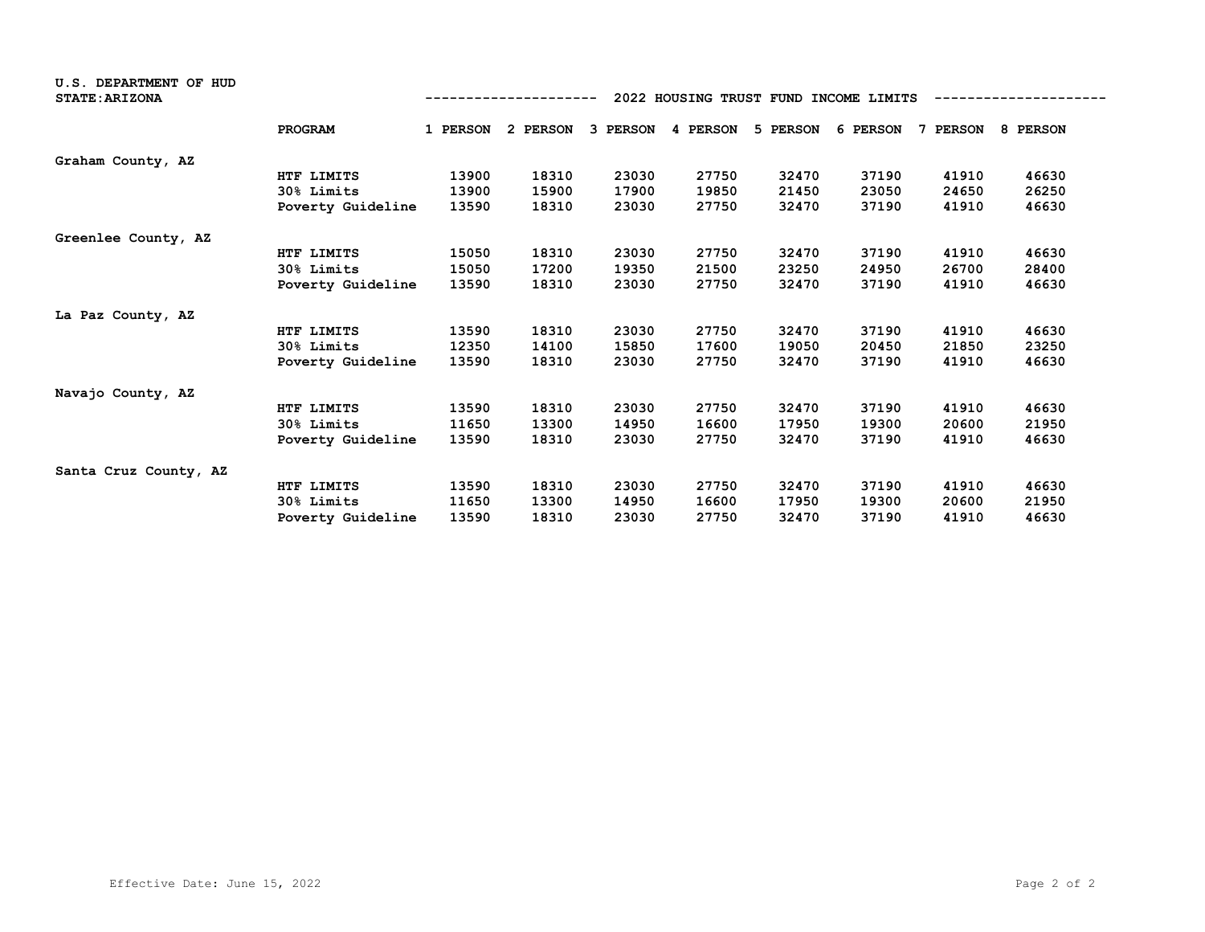U.S. DEPARTMENT OF HUD
STATE:ARIZONA

## 2022 HOUSING TRUST FUND INCOME LIMITS

| | PROGRAM | 1 PERSON | 2 PERSON | 3 PERSON | 4 PERSON | 5 PERSON | 6 PERSON | 7 PERSON | 8 PERSON |
|---|---|---|---|---|---|---|---|---|---|
| Graham County, AZ | | | | | | | | | |
| | HTF LIMITS | 13900 | 18310 | 23030 | 27750 | 32470 | 37190 | 41910 | 46630 |
| | 30% Limits | 13900 | 15900 | 17900 | 19850 | 21450 | 23050 | 24650 | 26250 |
| | Poverty Guideline | 13590 | 18310 | 23030 | 27750 | 32470 | 37190 | 41910 | 46630 |
| Greenlee County, AZ | | | | | | | | | |
| | HTF LIMITS | 15050 | 18310 | 23030 | 27750 | 32470 | 37190 | 41910 | 46630 |
| | 30% Limits | 15050 | 17200 | 19350 | 21500 | 23250 | 24950 | 26700 | 28400 |
| | Poverty Guideline | 13590 | 18310 | 23030 | 27750 | 32470 | 37190 | 41910 | 46630 |
| La Paz County, AZ | | | | | | | | | |
| | HTF LIMITS | 13590 | 18310 | 23030 | 27750 | 32470 | 37190 | 41910 | 46630 |
| | 30% Limits | 12350 | 14100 | 15850 | 17600 | 19050 | 20450 | 21850 | 23250 |
| | Poverty Guideline | 13590 | 18310 | 23030 | 27750 | 32470 | 37190 | 41910 | 46630 |
| Navajo County, AZ | | | | | | | | | |
| | HTF LIMITS | 13590 | 18310 | 23030 | 27750 | 32470 | 37190 | 41910 | 46630 |
| | 30% Limits | 11650 | 13300 | 14950 | 16600 | 17950 | 19300 | 20600 | 21950 |
| | Poverty Guideline | 13590 | 18310 | 23030 | 27750 | 32470 | 37190 | 41910 | 46630 |
| Santa Cruz County, AZ | | | | | | | | | |
| | HTF LIMITS | 13590 | 18310 | 23030 | 27750 | 32470 | 37190 | 41910 | 46630 |
| | 30% Limits | 11650 | 13300 | 14950 | 16600 | 17950 | 19300 | 20600 | 21950 |
| | Poverty Guideline | 13590 | 18310 | 23030 | 27750 | 32470 | 37190 | 41910 | 46630 |

Effective Date: June 15, 2022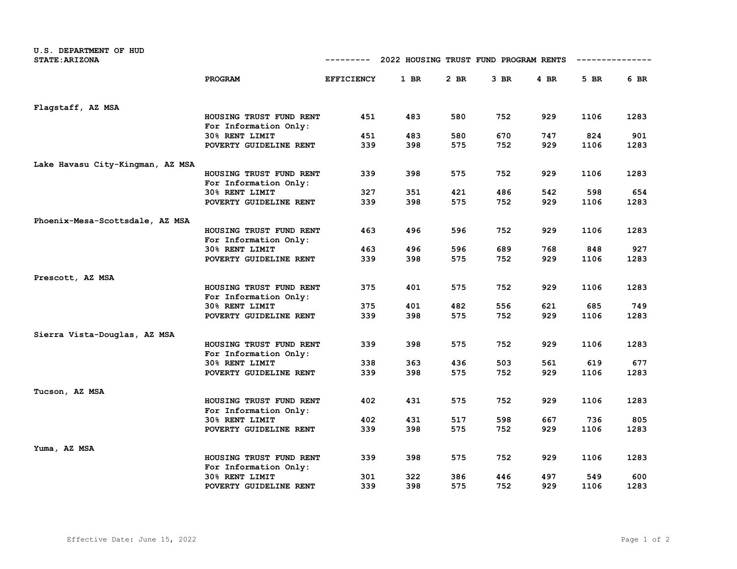U.S. DEPARTMENT OF HUD
STATE: ARIZONA

## 2022 HOUSING TRUST FUND PROGRAM RENTS

| | PROGRAM | EFFICIENCY | 1 BR | 2 BR | 3 BR | 4 BR | 5 BR | 6 BR |
|---|---|---|---|---|---|---|---|---|
| **Flagstaff, AZ MSA** | | | | | | | | |
| | HOUSING TRUST FUND RENT | 451 | 483 | 580 | 752 | 929 | 1106 | 1283 |
| | For Information Only: | | | | | | | |
| | 30% RENT LIMIT | 451 | 483 | 580 | 670 | 747 | 824 | 901 |
| | POVERTY GUIDELINE RENT | 339 | 398 | 575 | 752 | 929 | 1106 | 1283 |
| **Lake Havasu City-Kingman, AZ MSA** | | | | | | | | |
| | HOUSING TRUST FUND RENT | 339 | 398 | 575 | 752 | 929 | 1106 | 1283 |
| | For Information Only: | | | | | | | |
| | 30% RENT LIMIT | 327 | 351 | 421 | 486 | 542 | 598 | 654 |
| | POVERTY GUIDELINE RENT | 339 | 398 | 575 | 752 | 929 | 1106 | 1283 |
| **Phoenix-Mesa-Scottsdale, AZ MSA** | | | | | | | | |
| | HOUSING TRUST FUND RENT | 463 | 496 | 596 | 752 | 929 | 1106 | 1283 |
| | For Information Only: | | | | | | | |
| | 30% RENT LIMIT | 463 | 496 | 596 | 689 | 768 | 848 | 927 |
| | POVERTY GUIDELINE RENT | 339 | 398 | 575 | 752 | 929 | 1106 | 1283 |
| **Prescott, AZ MSA** | | | | | | | | |
| | HOUSING TRUST FUND RENT | 375 | 401 | 575 | 752 | 929 | 1106 | 1283 |
| | For Information Only: | | | | | | | |
| | 30% RENT LIMIT | 375 | 401 | 482 | 556 | 621 | 685 | 749 |
| | POVERTY GUIDELINE RENT | 339 | 398 | 575 | 752 | 929 | 1106 | 1283 |
| **Sierra Vista-Douglas, AZ MSA** | | | | | | | | |
| | HOUSING TRUST FUND RENT | 339 | 398 | 575 | 752 | 929 | 1106 | 1283 |
| | For Information Only: | | | | | | | |
| | 30% RENT LIMIT | 338 | 363 | 436 | 503 | 561 | 619 | 677 |
| | POVERTY GUIDELINE RENT | 339 | 398 | 575 | 752 | 929 | 1106 | 1283 |
| **Tucson, AZ MSA** | | | | | | | | |
| | HOUSING TRUST FUND RENT | 402 | 431 | 575 | 752 | 929 | 1106 | 1283 |
| | For Information Only: | | | | | | | |
| | 30% RENT LIMIT | 402 | 431 | 517 | 598 | 667 | 736 | 805 |
| | POVERTY GUIDELINE RENT | 339 | 398 | 575 | 752 | 929 | 1106 | 1283 |
| **Yuma, AZ MSA** | | | | | | | | |
| | HOUSING TRUST FUND RENT | 339 | 398 | 575 | 752 | 929 | 1106 | 1283 |
| | For Information Only: | | | | | | | |
| | 30% RENT LIMIT | 301 | 322 | 386 | 446 | 497 | 549 | 600 |
| | POVERTY GUIDELINE RENT | 339 | 398 | 575 | 752 | 929 | 1106 | 1283 |

Effective Date: June 15, 2022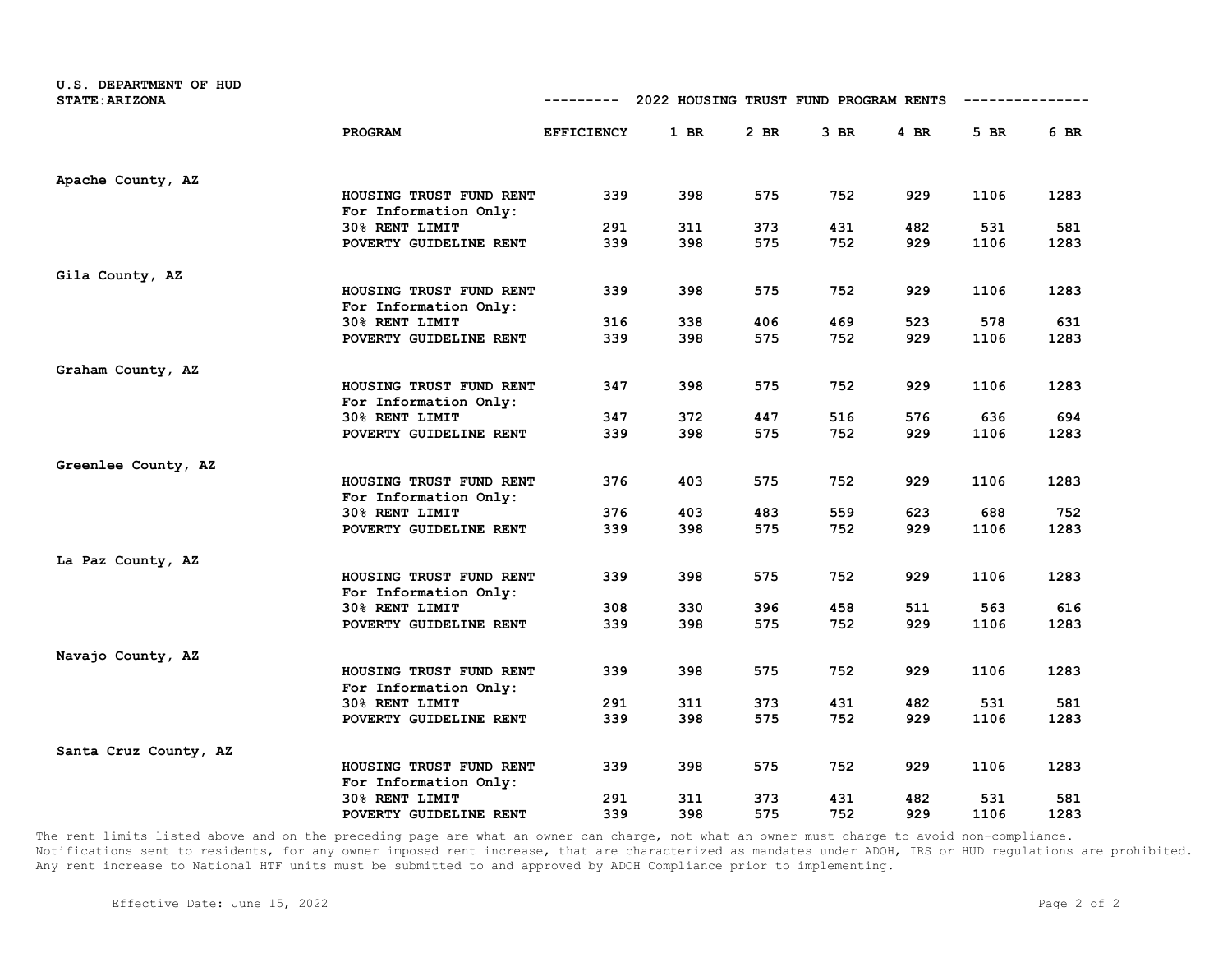U.S. DEPARTMENT OF HUD
STATE: ARIZONA

## 2022 HOUSING TRUST FUND PROGRAM RENTS

| | PROGRAM | EFFICIENCY | 1 BR | 2 BR | 3 BR | 4 BR | 5 BR | 6 BR |
|---|---|---|---|---|---|---|---|---|
| Apache County, AZ | | | | | | | | |
| | HOUSING TRUST FUND RENT | 339 | 398 | 575 | 752 | 929 | 1106 | 1283 |
| | For Information Only: | | | | | | | |
| | 30% RENT LIMIT | 291 | 311 | 373 | 431 | 482 | 531 | 581 |
| | POVERTY GUIDELINE RENT | 339 | 398 | 575 | 752 | 929 | 1106 | 1283 |
| Gila County, AZ | | | | | | | | |
| | HOUSING TRUST FUND RENT | 339 | 398 | 575 | 752 | 929 | 1106 | 1283 |
| | For Information Only: | | | | | | | |
| | 30% RENT LIMIT | 316 | 338 | 406 | 469 | 523 | 578 | 631 |
| | POVERTY GUIDELINE RENT | 339 | 398 | 575 | 752 | 929 | 1106 | 1283 |
| Graham County, AZ | | | | | | | | |
| | HOUSING TRUST FUND RENT | 347 | 398 | 575 | 752 | 929 | 1106 | 1283 |
| | For Information Only: | | | | | | | |
| | 30% RENT LIMIT | 347 | 372 | 447 | 516 | 576 | 636 | 694 |
| | POVERTY GUIDELINE RENT | 339 | 398 | 575 | 752 | 929 | 1106 | 1283 |
| Greenlee County, AZ | | | | | | | | |
| | HOUSING TRUST FUND RENT | 376 | 403 | 575 | 752 | 929 | 1106 | 1283 |
| | For Information Only: | | | | | | | |
| | 30% RENT LIMIT | 376 | 403 | 483 | 559 | 623 | 688 | 752 |
| | POVERTY GUIDELINE RENT | 339 | 398 | 575 | 752 | 929 | 1106 | 1283 |
| La Paz County, AZ | | | | | | | | |
| | HOUSING TRUST FUND RENT | 339 | 398 | 575 | 752 | 929 | 1106 | 1283 |
| | For Information Only: | | | | | | | |
| | 30% RENT LIMIT | 308 | 330 | 396 | 458 | 511 | 563 | 616 |
| | POVERTY GUIDELINE RENT | 339 | 398 | 575 | 752 | 929 | 1106 | 1283 |
| Navajo County, AZ | | | | | | | | |
| | HOUSING TRUST FUND RENT | 339 | 398 | 575 | 752 | 929 | 1106 | 1283 |
| | For Information Only: | | | | | | | |
| | 30% RENT LIMIT | 291 | 311 | 373 | 431 | 482 | 531 | 581 |
| | POVERTY GUIDELINE RENT | 339 | 398 | 575 | 752 | 929 | 1106 | 1283 |
| Santa Cruz County, AZ | | | | | | | | |
| | HOUSING TRUST FUND RENT | 339 | 398 | 575 | 752 | 929 | 1106 | 1283 |
| | For Information Only: | | | | | | | |
| | 30% RENT LIMIT | 291 | 311 | 373 | 431 | 482 | 531 | 581 |
| | POVERTY GUIDELINE RENT | 339 | 398 | 575 | 752 | 929 | 1106 | 1283 |

The rent limits listed above and on the preceding page are what an owner can charge, not what an owner must charge to avoid non-compliance. Notifications sent to residents, for any owner imposed rent increase, that are characterized as mandates under ADOH, IRS or HUD regulations are prohibited. Any rent increase to National HTF units must be submitted to and approved by ADOH Compliance prior to implementing.

Effective Date: June 15, 2022